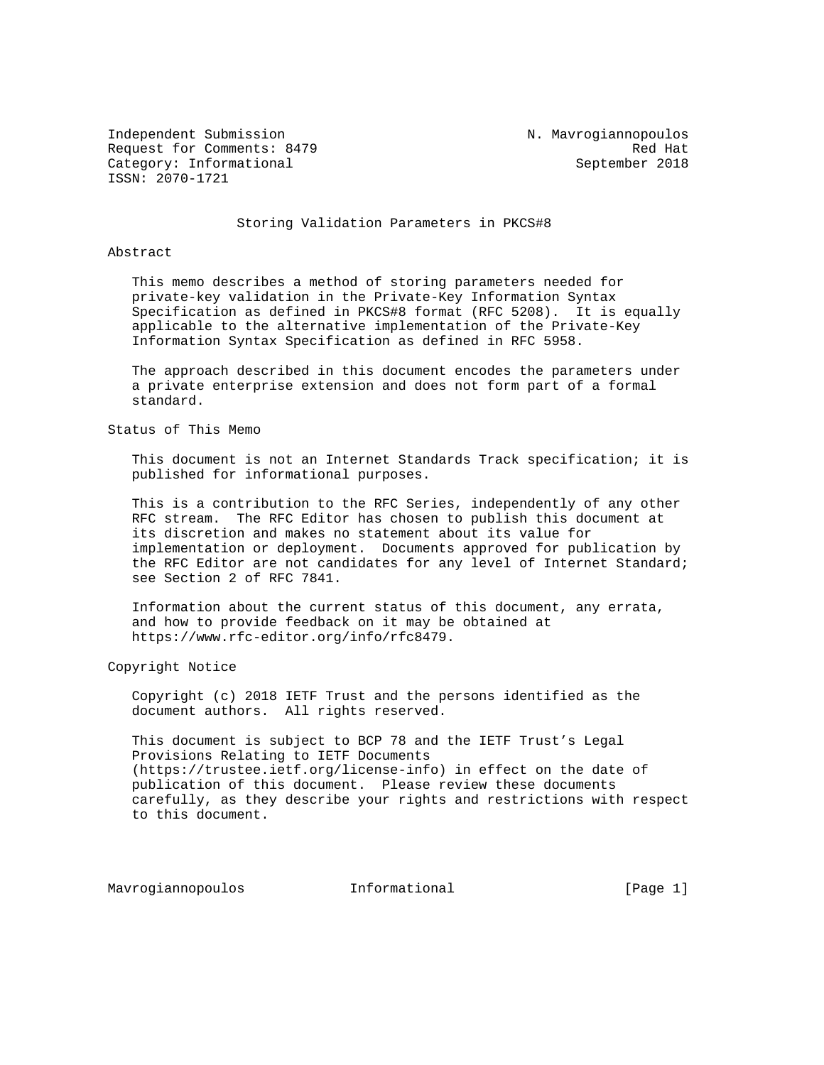Independent Submission                                N. Mavrogiannopoulos
Request for Comments: 8479                                       Red Hat
Category: Informational                                   September 2018
ISSN: 2070-1721

# Storing Validation Parameters in PKCS#8

## Abstract

This memo describes a method of storing parameters needed for private-key validation in the Private-Key Information Syntax Specification as defined in PKCS#8 format (RFC 5208). It is equally applicable to the alternative implementation of the Private-Key Information Syntax Specification as defined in RFC 5958.

The approach described in this document encodes the parameters under a private enterprise extension and does not form part of a formal standard.

## Status of This Memo

This document is not an Internet Standards Track specification; it is published for informational purposes.

This is a contribution to the RFC Series, independently of any other RFC stream. The RFC Editor has chosen to publish this document at its discretion and makes no statement about its value for implementation or deployment. Documents approved for publication by the RFC Editor are not candidates for any level of Internet Standard; see Section 2 of RFC 7841.

Information about the current status of this document, any errata, and how to provide feedback on it may be obtained at https://www.rfc-editor.org/info/rfc8479.

## Copyright Notice

Copyright (c) 2018 IETF Trust and the persons identified as the document authors. All rights reserved.

This document is subject to BCP 78 and the IETF Trust's Legal Provisions Relating to IETF Documents (https://trustee.ietf.org/license-info) in effect on the date of publication of this document. Please review these documents carefully, as they describe your rights and restrictions with respect to this document.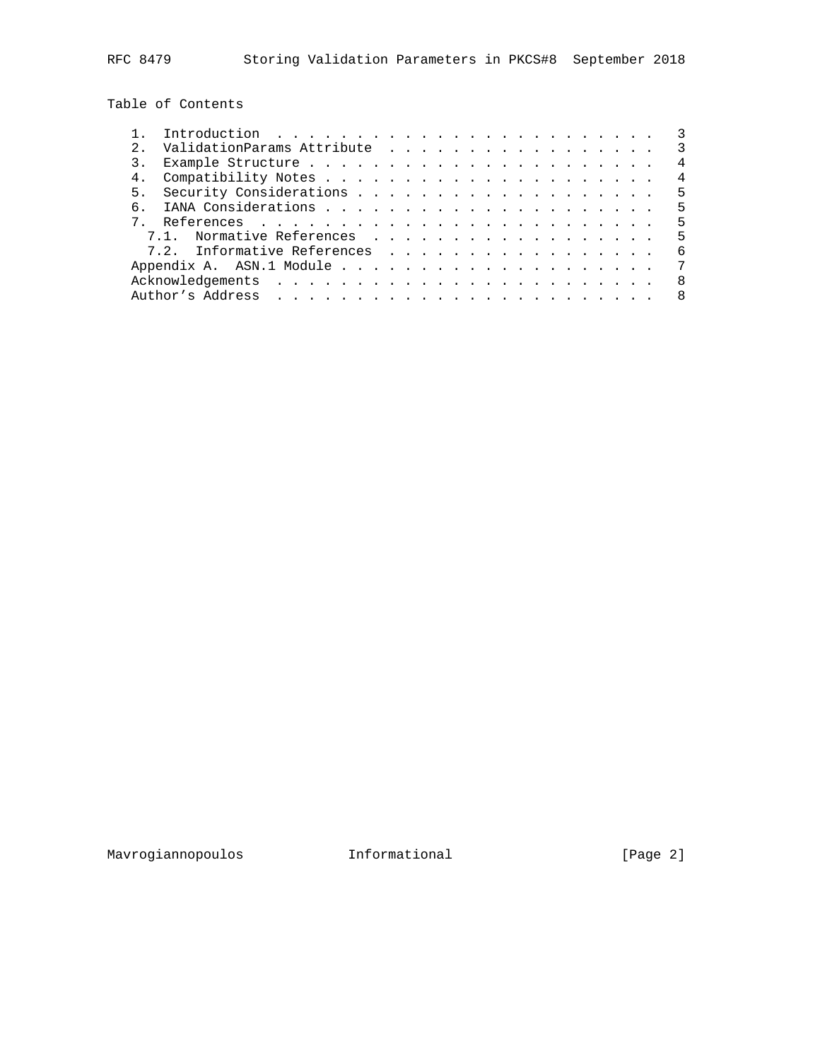## Table of Contents

```
   1.  Introduction  . . . . . . . . . . . . . . . . . . . . . . . .   3
   2.  ValidationParams Attribute  . . . . . . . . . . . . . . . . .   3
   3.  Example Structure . . . . . . . . . . . . . . . . . . . . . .   4
   4.  Compatibility Notes . . . . . . . . . . . . . . . . . . . . .   4
   5.  Security Considerations . . . . . . . . . . . . . . . . . . .   5
   6.  IANA Considerations . . . . . . . . . . . . . . . . . . . . .   5
   7.  References  . . . . . . . . . . . . . . . . . . . . . . . . .   5
     7.1.  Normative References  . . . . . . . . . . . . . . . . . .   5
     7.2.  Informative References  . . . . . . . . . . . . . . . . .   6
   Appendix A.  ASN.1 Module . . . . . . . . . . . . . . . . . . . .   7
   Acknowledgements  . . . . . . . . . . . . . . . . . . . . . . . .   8
   Author's Address  . . . . . . . . . . . . . . . . . . . . . . . .   8
```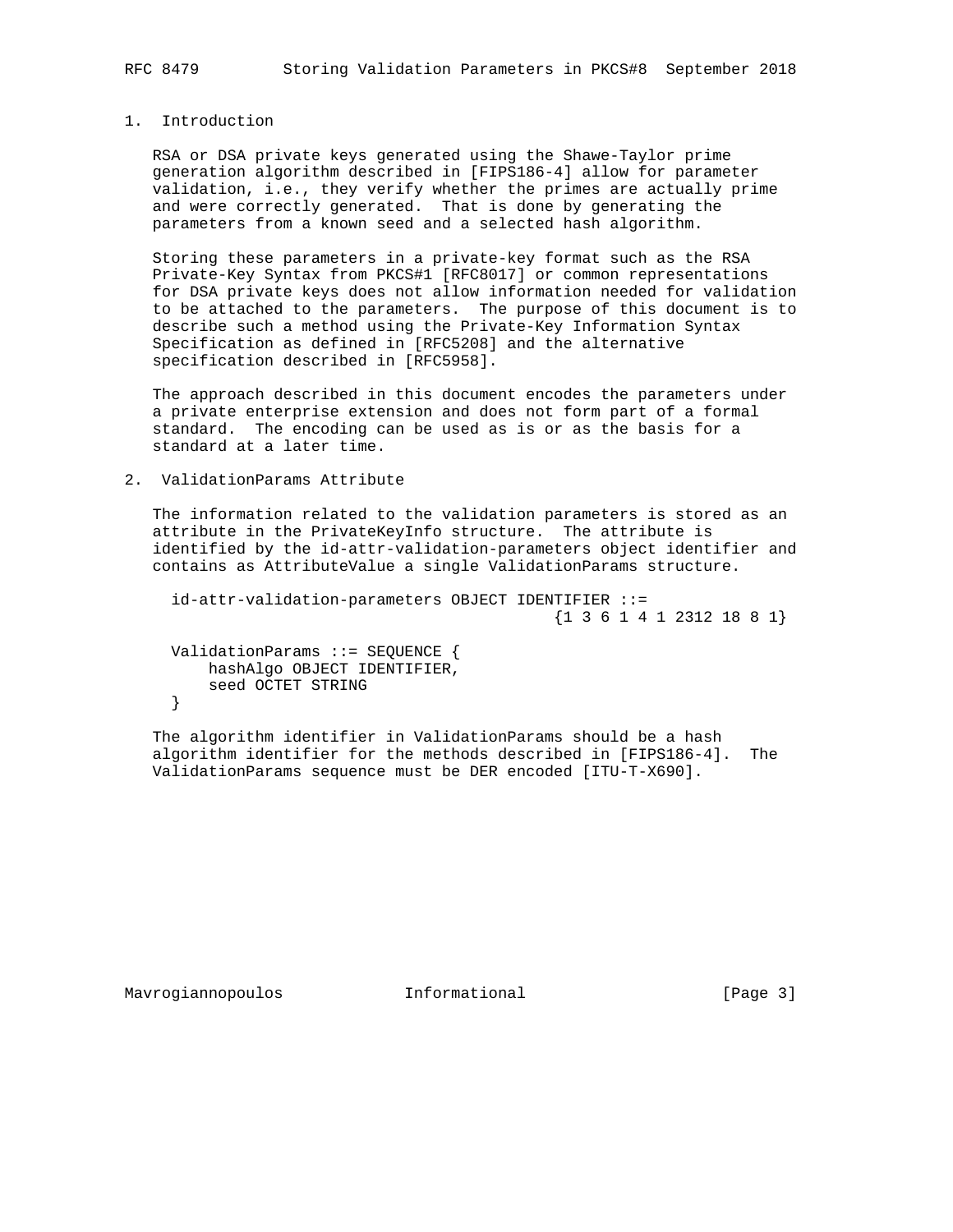## 1. Introduction

RSA or DSA private keys generated using the Shawe-Taylor prime generation algorithm described in [FIPS186-4] allow for parameter validation, i.e., they verify whether the primes are actually prime and were correctly generated. That is done by generating the parameters from a known seed and a selected hash algorithm.

Storing these parameters in a private-key format such as the RSA Private-Key Syntax from PKCS#1 [RFC8017] or common representations for DSA private keys does not allow information needed for validation to be attached to the parameters. The purpose of this document is to describe such a method using the Private-Key Information Syntax Specification as defined in [RFC5208] and the alternative specification described in [RFC5958].

The approach described in this document encodes the parameters under a private enterprise extension and does not form part of a formal standard. The encoding can be used as is or as the basis for a standard at a later time.

## 2. ValidationParams Attribute

The information related to the validation parameters is stored as an attribute in the PrivateKeyInfo structure. The attribute is identified by the id-attr-validation-parameters object identifier and contains as AttributeValue a single ValidationParams structure.

```
id-attr-validation-parameters OBJECT IDENTIFIER ::=
                                     {1 3 6 1 4 1 2312 18 8 1}

ValidationParams ::= SEQUENCE {
    hashAlgo OBJECT IDENTIFIER,
    seed OCTET STRING
}
```

The algorithm identifier in ValidationParams should be a hash algorithm identifier for the methods described in [FIPS186-4]. The ValidationParams sequence must be DER encoded [ITU-T-X690].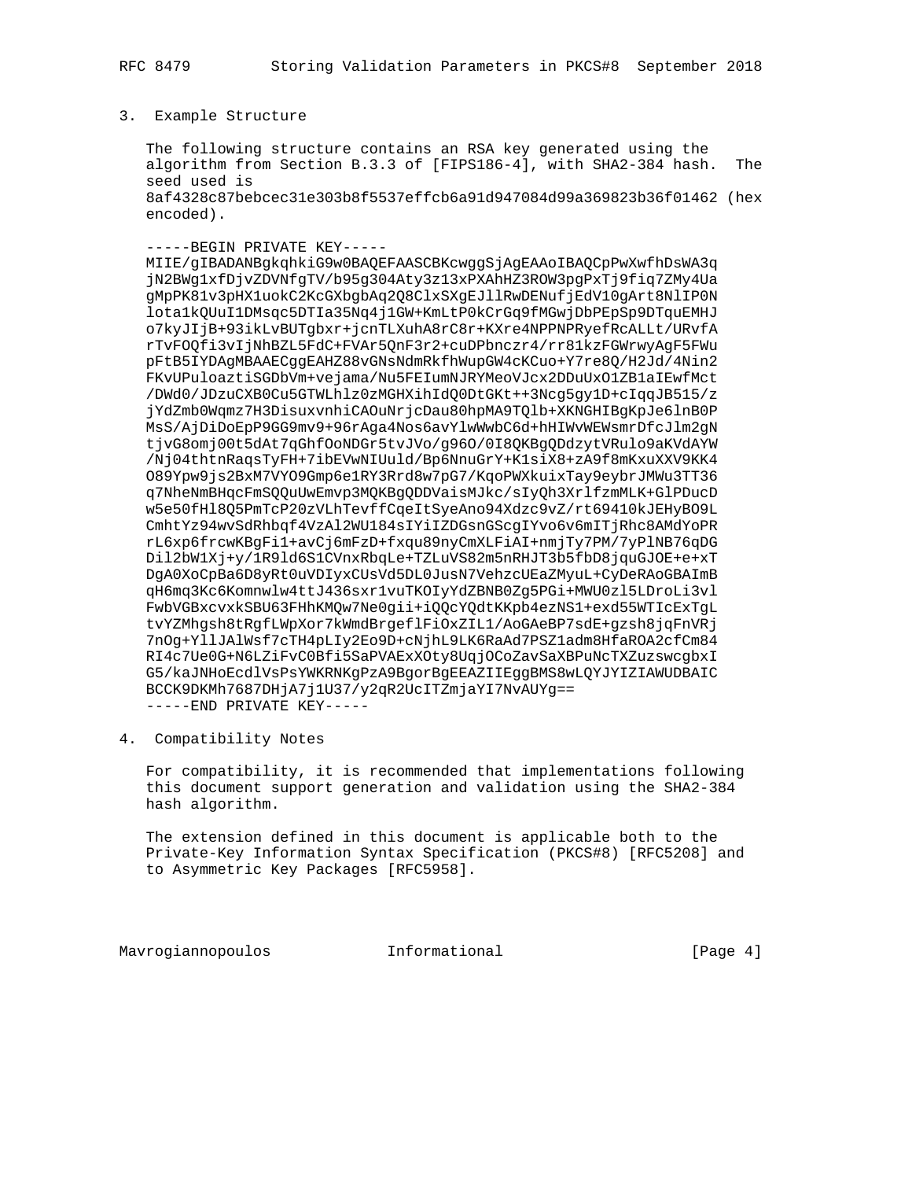## 3. Example Structure

The following structure contains an RSA key generated using the algorithm from Section B.3.3 of [FIPS186-4], with SHA2-384 hash. The seed used is 8af4328c87bebcec31e303b8f5537effcb6a91d947084d99a369823b36f01462 (hex encoded).

```
-----BEGIN PRIVATE KEY-----
MIIE/gIBADANBgkqhkiG9w0BAQEFAASCBKcwggSjAgEAAoIBAQCpPwXwfhDsWA3q
jN2BWg1xfDjvZDVNfgTV/b95g304Aty3z13xPXAhHZ3ROW3pgPxTj9fiq7ZMy4Ua
gMpPK81v3pHX1uokC2KcGXbgbAq2Q8ClxSXgEJllRwDENufjEdV10gArt8NlIP0N
lota1kQUuI1DMsqc5DTIa35Nq4j1GW+KmLtP0kCrGq9fMGwjDbPEpSp9DTquEMHJ
o7kyJIjB+93ikLvBUTgbxr+jcnTLXuhA8rC8r+KXre4NPPNPRyefRcALLt/URvfA
rTvFOQfi3vIjNhBZL5FdC+FVAr5QnF3r2+cuDPbnczr4/rr81kzFGWrwyAgF5FWu
pFtB5IYDAgMBAAECggEAHZ88vGNsNdmRkfhWupGW4cKCuo+Y7re8Q/H2Jd/4Nin2
FKvUPuloaztiSGDbVm+vejama/Nu5FEIumNJRYMeoVJcx2DDuUxO1ZB1aIEwfMct
/DWd0/JDzuCXB0Cu5GTWLhlz0zMGHXihIdQ0DtGKt++3Ncg5gy1D+cIqqJB515/z
jYdZmb0Wqmz7H3DisuxvnhiCAOuNrjcDau80hpMA9TQlb+XKNGHIBgKpJe6lnB0P
MsS/AjDiDoEpP9GG9mv9+96rAga4Nos6avYlwWwbC6d+hHIWvWEWsmrDfcJlm2gN
tjvG8omj00t5dAt7qGhfOoNDGr5tvJVo/g96O/0I8QKBgQDdzytVRulo9aKVdAYW
/Nj04thtnRaqsTyFH+7ibEVwNIUuld/Bp6NnuGrY+K1siX8+zA9f8mKxuXXV9KK4
O89Ypw9js2BxM7VYO9Gmp6e1RY3Rrd8w7pG7/KqoPWXkuixTay9eybrJMWu3TT36
q7NheNmBHqcFmSQQuUwEmvp3MQKBgQDDVaisMJkc/sIyQh3XrlfzmMLK+GlPDucD
w5e50fHl8Q5PmTcP20zVLhTevffCqeItSyeAno94Xdzc9vZ/rt69410kJEHyBO9L
CmhtYz94wvSdRhbqf4VzAl2WU184sIYiIZDGsnGScgIYvo6v6mITjRhc8AMdYoPR
rL6xp6frcwKBgFi1+avCj6mFzD+fxqu89nyCmXLFiAI+nmjTy7PM/7yPlNB76qDG
Dil2bW1Xj+y/1R9ld6S1CVnxRbqLe+TZLuVS82m5nRHJT3b5fbD8jquGJOE+e+xT
DgA0XoCpBa6D8yRt0uVDIyxCUsVd5DL0JusN7VehzcUEaZMyuL+CyDeRAoGBAImB
qH6mq3Kc6Komnwlw4ttJ436sxr1vuTKOIyYdZBNB0Zg5PGi+MWU0zl5LDroLi3vl
FwbVGBxcvxkSBU63FHhKMQw7Ne0gii+iQQcYQdtKKpb4ezNS1+exd55WTIcExTgL
tvYZMhgsh8tRgfLWpXor7kWmdBrgeflFiOxZIL1/AoGAeBP7sdE+gzsh8jqFnVRj
7nOg+YllJAlWsf7cTH4pLIy2Eo9D+cNjhL9LK6RaAd7PSZ1adm8HfaROA2cfCm84
RI4c7Ue0G+N6LZiFvC0Bfi5SaPVAExXOty8UqjOCoZavSaXBPuNcTXZuzswcgbxI
G5/kaJNHoEcdlVsPsYWKRNKgPzA9BgorBgEEAZIIEggBMS8wLQYJYIZIAWUDBAIC
BCCK9DKMh7687DHjA7j1U37/y2qR2UcITZmjaYI7NvAUYg==
-----END PRIVATE KEY-----
```

## 4. Compatibility Notes

For compatibility, it is recommended that implementations following this document support generation and validation using the SHA2-384 hash algorithm.

The extension defined in this document is applicable both to the Private-Key Information Syntax Specification (PKCS#8) [RFC5208] and to Asymmetric Key Packages [RFC5958].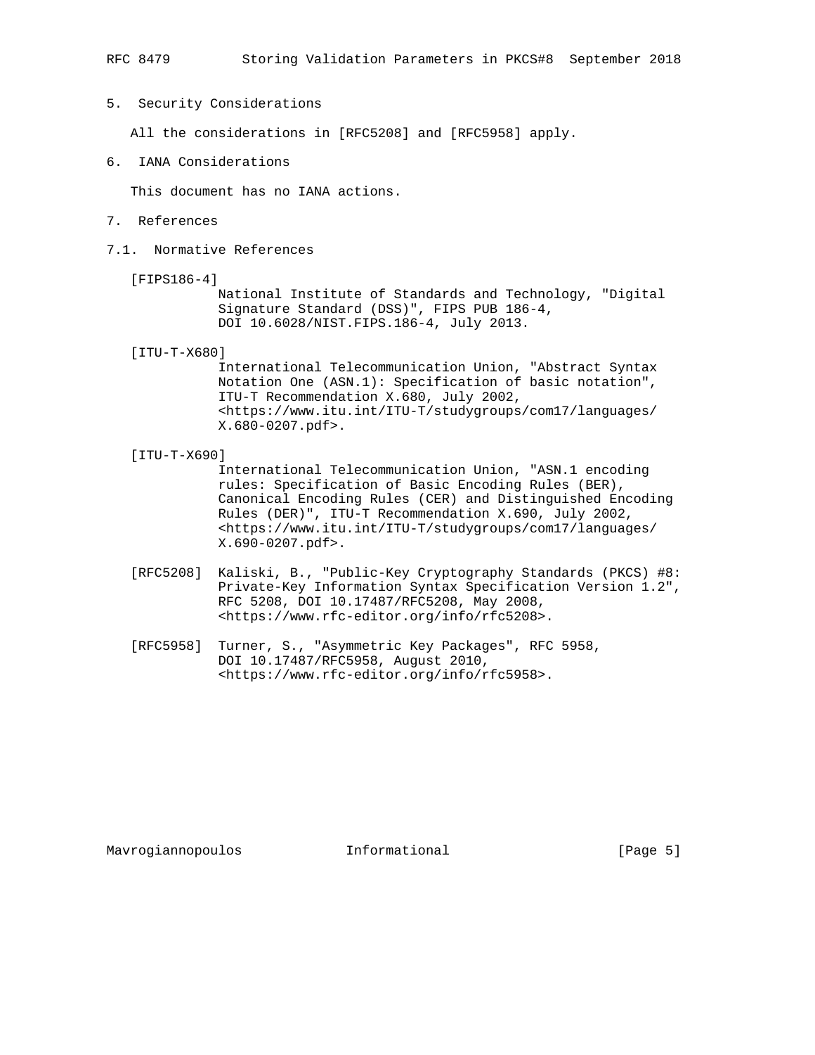## 5. Security Considerations

All the considerations in [RFC5208] and [RFC5958] apply.

## 6. IANA Considerations

This document has no IANA actions.

## 7. References

### 7.1. Normative References

[FIPS186-4]
National Institute of Standards and Technology, "Digital Signature Standard (DSS)", FIPS PUB 186-4, DOI 10.6028/NIST.FIPS.186-4, July 2013.

[ITU-T-X680]
International Telecommunication Union, "Abstract Syntax Notation One (ASN.1): Specification of basic notation", ITU-T Recommendation X.680, July 2002, <https://www.itu.int/ITU-T/studygroups/com17/languages/X.680-0207.pdf>.

[ITU-T-X690]
International Telecommunication Union, "ASN.1 encoding rules: Specification of Basic Encoding Rules (BER), Canonical Encoding Rules (CER) and Distinguished Encoding Rules (DER)", ITU-T Recommendation X.690, July 2002, <https://www.itu.int/ITU-T/studygroups/com17/languages/X.690-0207.pdf>.

[RFC5208] Kaliski, B., "Public-Key Cryptography Standards (PKCS) #8: Private-Key Information Syntax Specification Version 1.2", RFC 5208, DOI 10.17487/RFC5208, May 2008, <https://www.rfc-editor.org/info/rfc5208>.

[RFC5958] Turner, S., "Asymmetric Key Packages", RFC 5958, DOI 10.17487/RFC5958, August 2010, <https://www.rfc-editor.org/info/rfc5958>.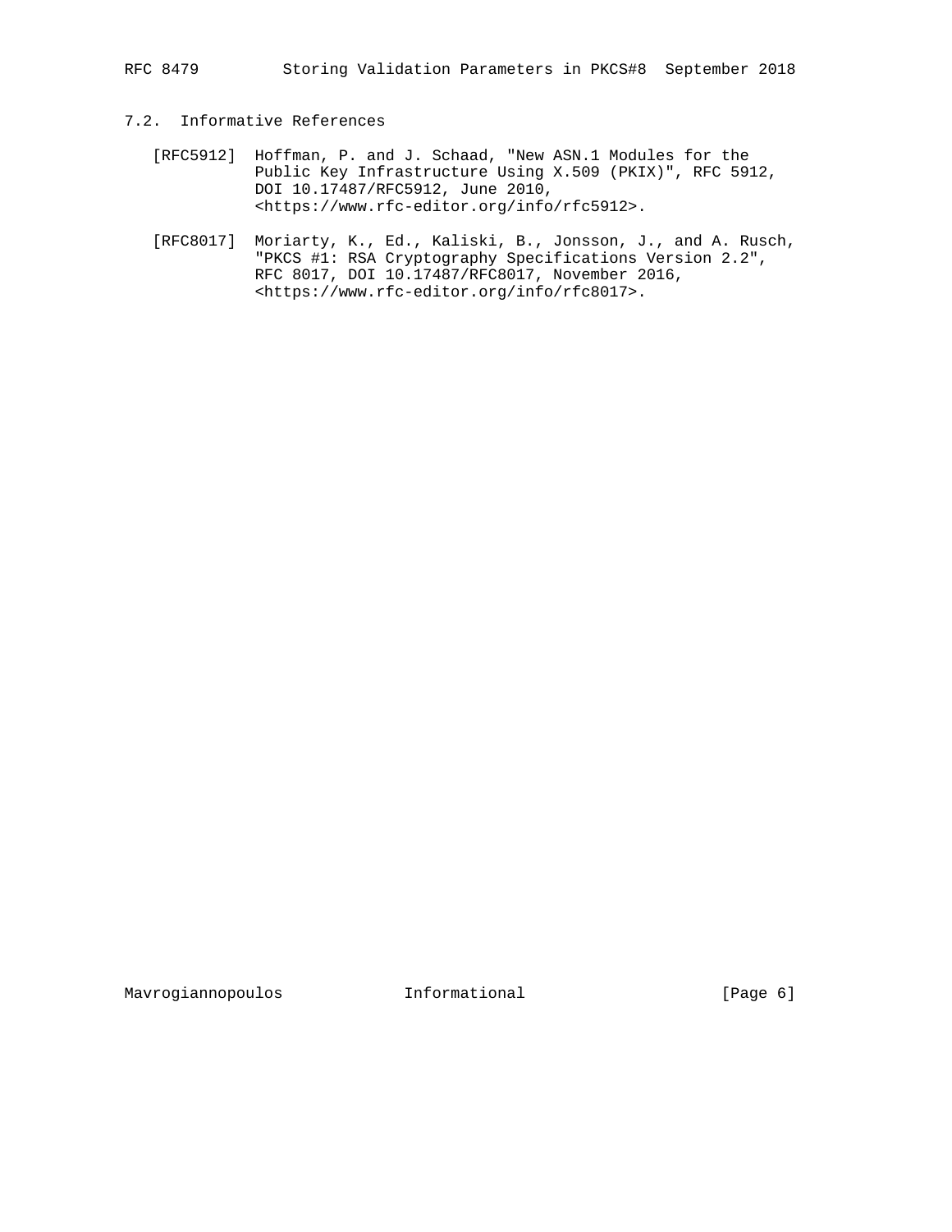### 7.2. Informative References

[RFC5912] Hoffman, P. and J. Schaad, "New ASN.1 Modules for the Public Key Infrastructure Using X.509 (PKIX)", RFC 5912, DOI 10.17487/RFC5912, June 2010, <https://www.rfc-editor.org/info/rfc5912>.

[RFC8017] Moriarty, K., Ed., Kaliski, B., Jonsson, J., and A. Rusch, "PKCS #1: RSA Cryptography Specifications Version 2.2", RFC 8017, DOI 10.17487/RFC8017, November 2016, <https://www.rfc-editor.org/info/rfc8017>.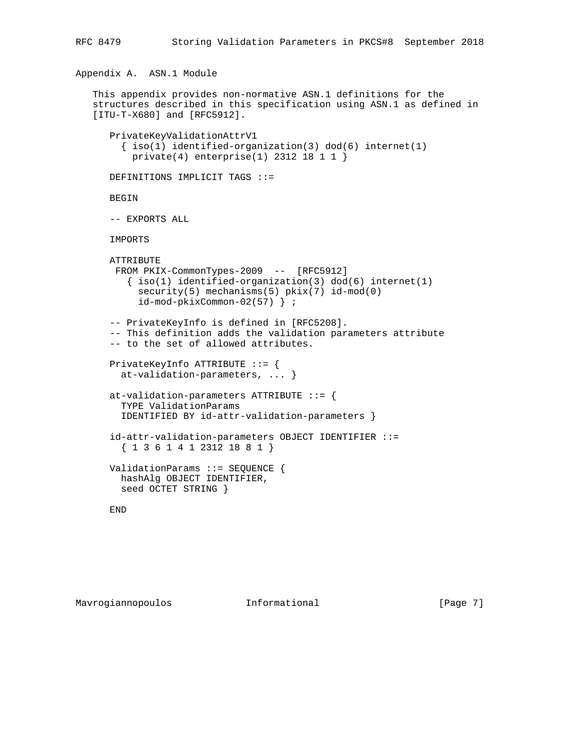## Appendix A. ASN.1 Module

This appendix provides non-normative ASN.1 definitions for the structures described in this specification using ASN.1 as defined in [ITU-T-X680] and [RFC5912].

```
PrivateKeyValidationAttrV1
  { iso(1) identified-organization(3) dod(6) internet(1)
    private(4) enterprise(1) 2312 18 1 1 }

DEFINITIONS IMPLICIT TAGS ::=

BEGIN

-- EXPORTS ALL

IMPORTS

ATTRIBUTE
 FROM PKIX-CommonTypes-2009  --  [RFC5912]
   { iso(1) identified-organization(3) dod(6) internet(1)
     security(5) mechanisms(5) pkix(7) id-mod(0)
     id-mod-pkixCommon-02(57) } ;

-- PrivateKeyInfo is defined in [RFC5208].
-- This definition adds the validation parameters attribute
-- to the set of allowed attributes.

PrivateKeyInfo ATTRIBUTE ::= {
  at-validation-parameters, ... }

at-validation-parameters ATTRIBUTE ::= {
  TYPE ValidationParams
  IDENTIFIED BY id-attr-validation-parameters }

id-attr-validation-parameters OBJECT IDENTIFIER ::=
  { 1 3 6 1 4 1 2312 18 8 1 }

ValidationParams ::= SEQUENCE {
  hashAlg OBJECT IDENTIFIER,
  seed OCTET STRING }

END
```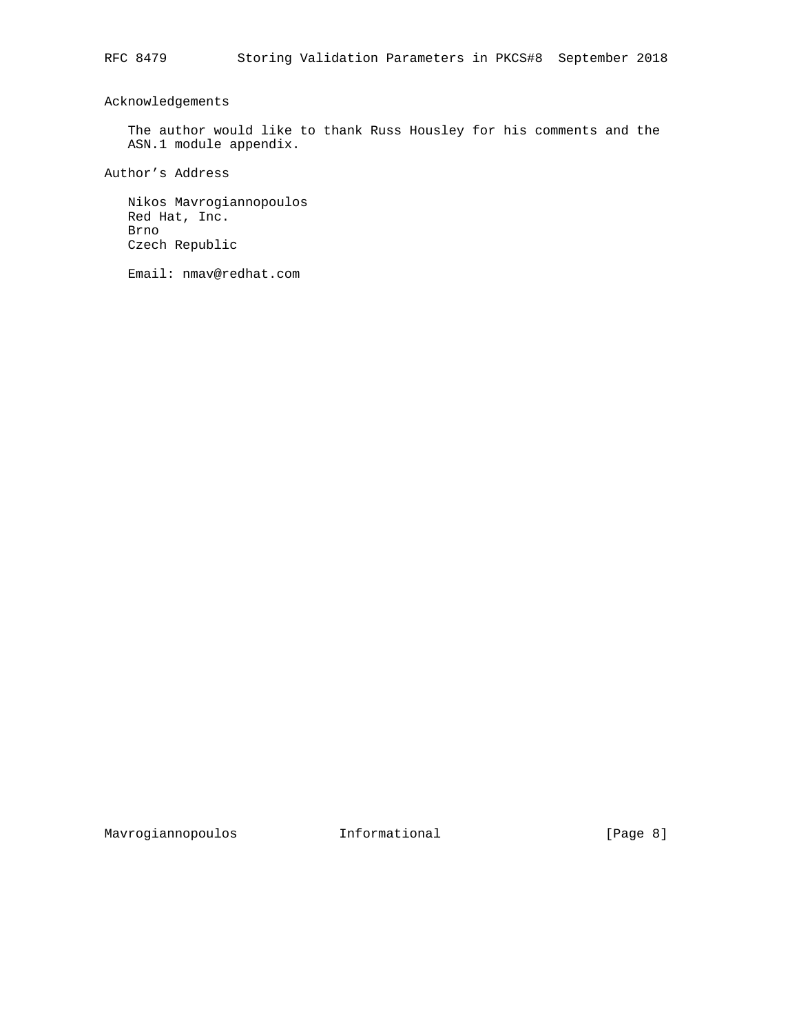## Acknowledgements

The author would like to thank Russ Housley for his comments and the ASN.1 module appendix.

## Author's Address

Nikos Mavrogiannopoulos
Red Hat, Inc.
Brno
Czech Republic

Email: nmav@redhat.com